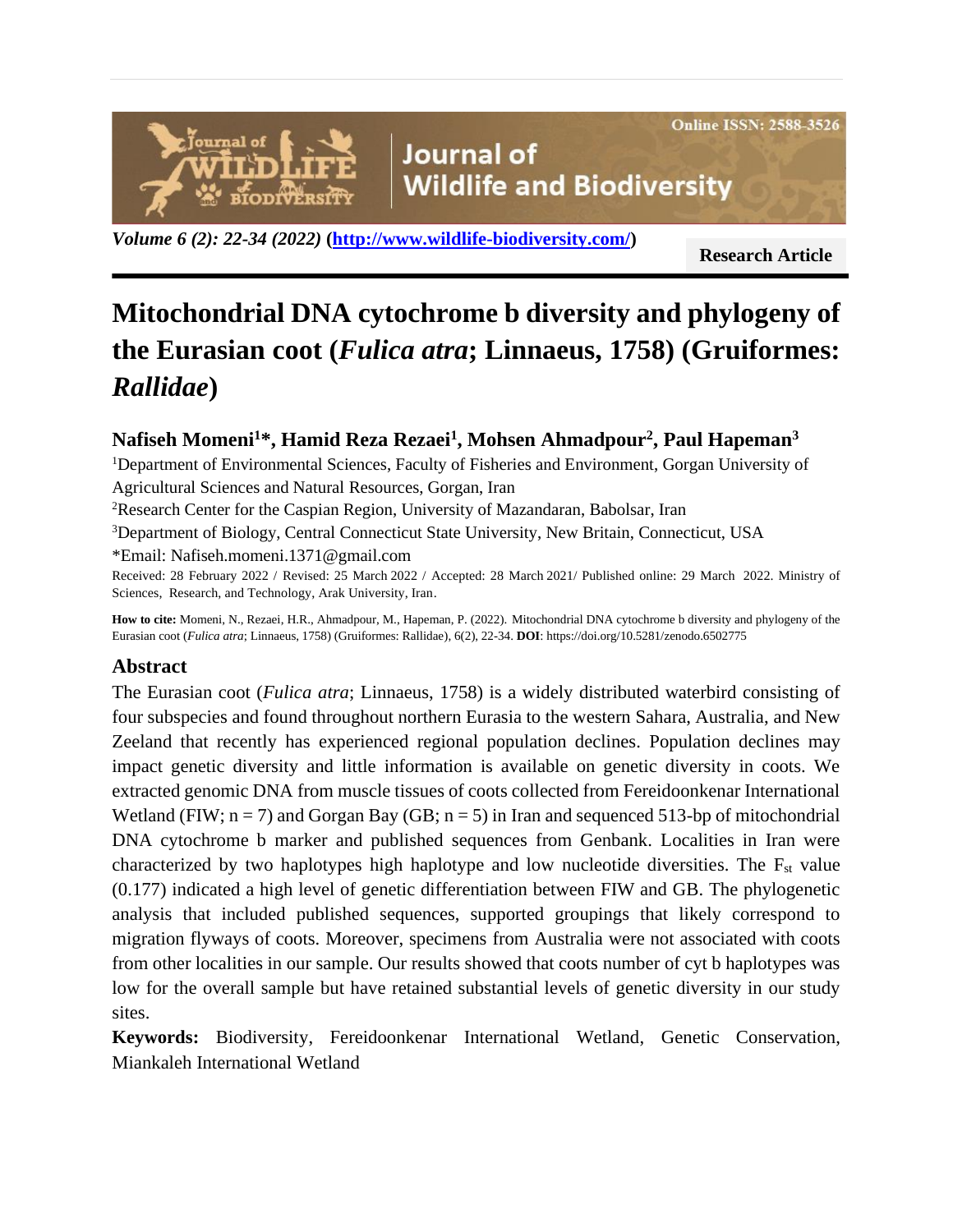Research Article

# Mitochondrial DNA cytochrome b diversity and phylogeny of the Eurasian coot (*Fulica atra*; Linnaeus, 1758) (Gruiformes: *Rallidae*)

**Nafiseh Momeni[1]\*, Hamid Reza Rezaei[1], Mohsen Ahmadpour[2], Paul Hapeman[3]**

[1]Department of Environmental Sciences, Faculty of Fisheries and Environment, Gorgan University of Agricultural Sciences and Natural Resources, Gorgan, Iran

[2]Research Center for the Caspian Region, University of Mazandaran, Babolsar, Iran

[3]Department of Biology, Central Connecticut State University, New Britain, Connecticut, USA

\*Email: Nafiseh.momeni.1371@gmail.com

Received: 28 February 2022 / Revised: 25 March 2022 / Accepted: 28 March 2021/ Published online: 29 March 2022. Ministry of Sciences, Research, and Technology, Arak University, Iran.

**How to cite:** Momeni, N., Rezaei, H.R., Ahmadpour, M., Hapeman, P. (2022). Mitochondrial DNA cytochrome b diversity and phylogeny of the Eurasian coot (*Fulica atra*; Linnaeus, 1758) (Gruiformes: Rallidae), 6(2), 22-34. **DOI**: https://doi.org/10.5281/zenodo.6502775

## Abstract

The Eurasian coot (*Fulica atra*; Linnaeus, 1758) is a widely distributed waterbird consisting of four subspecies and found throughout northern Eurasia to the western Sahara, Australia, and New Zeeland that recently has experienced regional population declines. Population declines may impact genetic diversity and little information is available on genetic diversity in coots. We extracted genomic DNA from muscle tissues of coots collected from Fereidoonkenar International Wetland (FIW; n = 7) and Gorgan Bay (GB; n = 5) in Iran and sequenced 513-bp of mitochondrial DNA cytochrome b marker and published sequences from Genbank. Localities in Iran were characterized by two haplotypes high haplotype and low nucleotide diversities. The $F_{st}$ value (0.177) indicated a high level of genetic differentiation between FIW and GB. The phylogenetic analysis that included published sequences, supported groupings that likely correspond to migration flyways of coots. Moreover, specimens from Australia were not associated with coots from other localities in our sample. Our results showed that coots number of cyt b haplotypes was low for the overall sample but have retained substantial levels of genetic diversity in our study sites.

**Keywords:** Biodiversity, Fereidoonkenar International Wetland, Genetic Conservation, Miankaleh International Wetland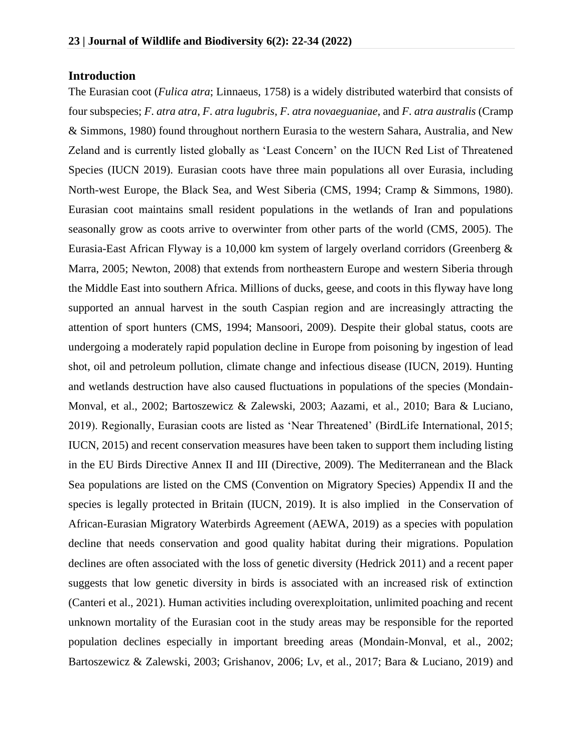## Introduction

The Eurasian coot (*Fulica atra*; Linnaeus, 1758) is a widely distributed waterbird that consists of four subspecies; *F. atra atra*, *F. atra lugubris*, *F. atra novaeguaniae*, and *F. atra australis* (Cramp & Simmons, 1980) found throughout northern Eurasia to the western Sahara, Australia, and New Zeland and is currently listed globally as 'Least Concern' on the IUCN Red List of Threatened Species (IUCN 2019). Eurasian coots have three main populations all over Eurasia, including North-west Europe, the Black Sea, and West Siberia (CMS, 1994; Cramp & Simmons, 1980). Eurasian coot maintains small resident populations in the wetlands of Iran and populations seasonally grow as coots arrive to overwinter from other parts of the world (CMS, 2005). The Eurasia-East African Flyway is a 10,000 km system of largely overland corridors (Greenberg & Marra, 2005; Newton, 2008) that extends from northeastern Europe and western Siberia through the Middle East into southern Africa. Millions of ducks, geese, and coots in this flyway have long supported an annual harvest in the south Caspian region and are increasingly attracting the attention of sport hunters (CMS, 1994; Mansoori, 2009). Despite their global status, coots are undergoing a moderately rapid population decline in Europe from poisoning by ingestion of lead shot, oil and petroleum pollution, climate change and infectious disease (IUCN, 2019). Hunting and wetlands destruction have also caused fluctuations in populations of the species (Mondain-Monval, et al., 2002; Bartoszewicz & Zalewski, 2003; Aazami, et al., 2010; Bara & Luciano, 2019). Regionally, Eurasian coots are listed as 'Near Threatened' (BirdLife International, 2015; IUCN, 2015) and recent conservation measures have been taken to support them including listing in the EU Birds Directive Annex II and III (Directive, 2009). The Mediterranean and the Black Sea populations are listed on the CMS (Convention on Migratory Species) Appendix II and the species is legally protected in Britain (IUCN, 2019). It is also implied in the Conservation of African-Eurasian Migratory Waterbirds Agreement (AEWA, 2019) as a species with population decline that needs conservation and good quality habitat during their migrations. Population declines are often associated with the loss of genetic diversity (Hedrick 2011) and a recent paper suggests that low genetic diversity in birds is associated with an increased risk of extinction (Canteri et al., 2021). Human activities including overexploitation, unlimited poaching and recent unknown mortality of the Eurasian coot in the study areas may be responsible for the reported population declines especially in important breeding areas (Mondain-Monval, et al., 2002; Bartoszewicz & Zalewski, 2003; Grishanov, 2006; Lv, et al., 2017; Bara & Luciano, 2019) and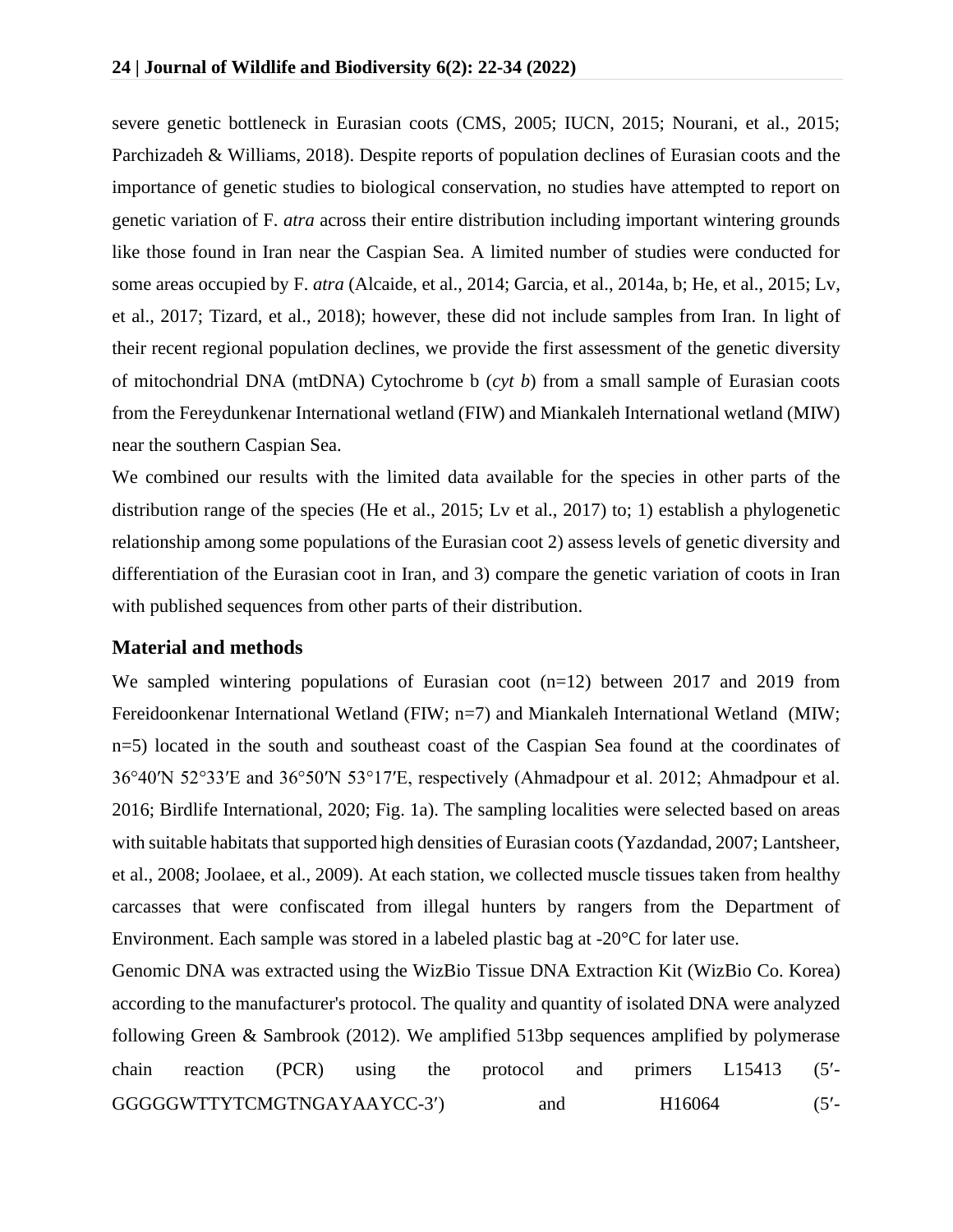severe genetic bottleneck in Eurasian coots (CMS, 2005; IUCN, 2015; Nourani, et al., 2015; Parchizadeh & Williams, 2018). Despite reports of population declines of Eurasian coots and the importance of genetic studies to biological conservation, no studies have attempted to report on genetic variation of F. *atra* across their entire distribution including important wintering grounds like those found in Iran near the Caspian Sea. A limited number of studies were conducted for some areas occupied by F. *atra* (Alcaide, et al., 2014; Garcia, et al., 2014a, b; He, et al., 2015; Lv, et al., 2017; Tizard, et al., 2018); however, these did not include samples from Iran. In light of their recent regional population declines, we provide the first assessment of the genetic diversity of mitochondrial DNA (mtDNA) Cytochrome b (*cyt b*) from a small sample of Eurasian coots from the Fereydunkenar International wetland (FIW) and Miankaleh International wetland (MIW) near the southern Caspian Sea.

We combined our results with the limited data available for the species in other parts of the distribution range of the species (He et al., 2015; Lv et al., 2017) to; 1) establish a phylogenetic relationship among some populations of the Eurasian coot 2) assess levels of genetic diversity and differentiation of the Eurasian coot in Iran, and 3) compare the genetic variation of coots in Iran with published sequences from other parts of their distribution.

## Material and methods

We sampled wintering populations of Eurasian coot (n=12) between 2017 and 2019 from Fereidoonkenar International Wetland (FIW; n=7) and Miankaleh International Wetland (MIW; n=5) located in the south and southeast coast of the Caspian Sea found at the coordinates of 36°40′N 52°33′E and 36°50′N 53°17′E, respectively (Ahmadpour et al. 2012; Ahmadpour et al. 2016; Birdlife International, 2020; Fig. 1a). The sampling localities were selected based on areas with suitable habitats that supported high densities of Eurasian coots (Yazdandad, 2007; Lantsheer, et al., 2008; Joolaee, et al., 2009). At each station, we collected muscle tissues taken from healthy carcasses that were confiscated from illegal hunters by rangers from the Department of Environment. Each sample was stored in a labeled plastic bag at -20°C for later use.

Genomic DNA was extracted using the WizBio Tissue DNA Extraction Kit (WizBio Co. Korea) according to the manufacturer's protocol. The quality and quantity of isolated DNA were analyzed following Green & Sambrook (2012). We amplified 513bp sequences amplified by polymerase chain reaction (PCR) using the protocol and primers L15413 (5′-GGGGGWTTYTCMGTNGAYAAYCC-3′) and H16064 (5′-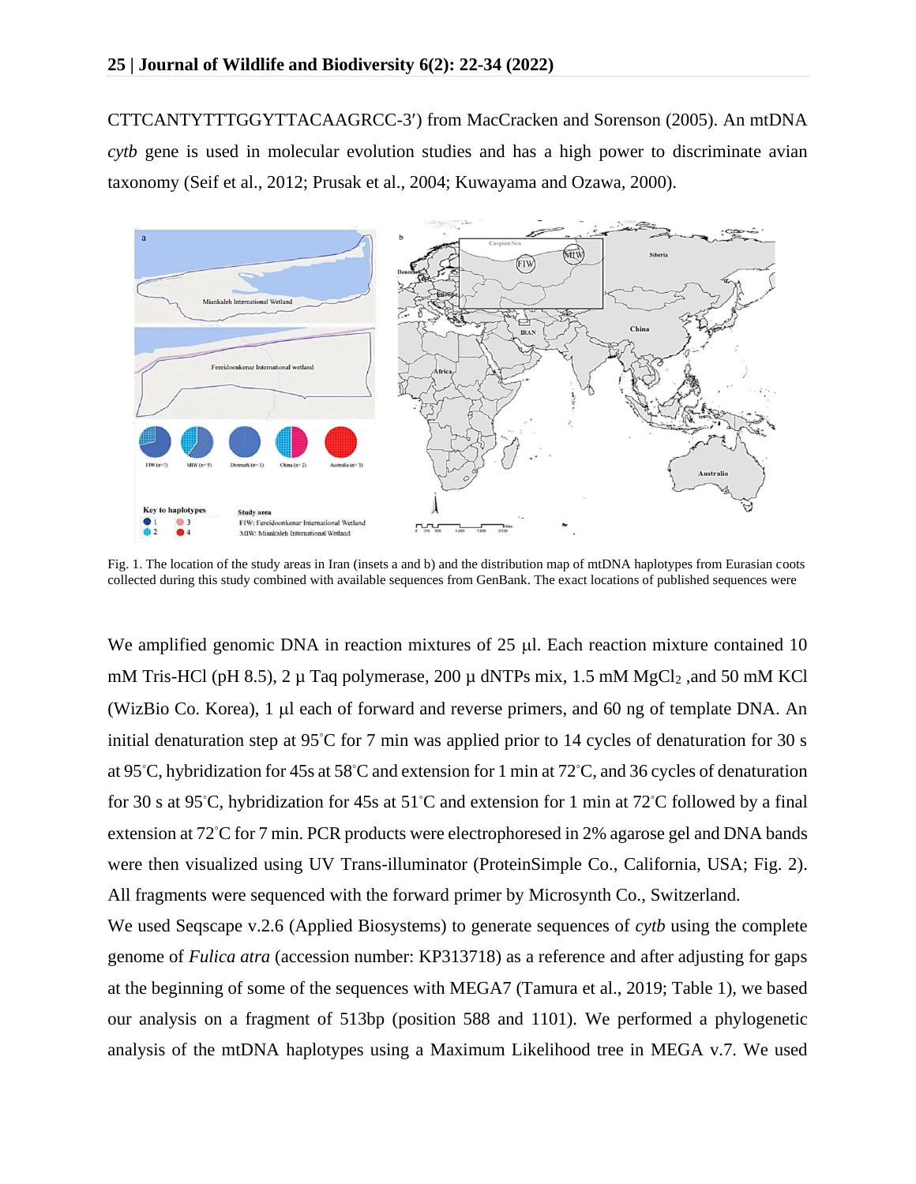CTTCANTYTTTGGYTTACAAGRCC-3′) from MacCracken and Sorenson (2005). An mtDNA *cytb* gene is used in molecular evolution studies and has a high power to discriminate avian taxonomy (Seif et al., 2012; Prusak et al., 2004; Kuwayama and Ozawa, 2000).

Fig. 1. The location of the study areas in Iran (insets a and b) and the distribution map of mtDNA haplotypes from Eurasian coots collected during this study combined with available sequences from GenBank. The exact locations of published sequences were

We amplified genomic DNA in reaction mixtures of 25 µl. Each reaction mixture contained 10 mM Tris-HCl (pH 8.5), 2 µ Taq polymerase, 200 µ dNTPs mix, 1.5 mM $MgCl_2$ ,and 50 mM KCl (WizBio Co. Korea), 1 µl each of forward and reverse primers, and 60 ng of template DNA. An initial denaturation step at 95°C for 7 min was applied prior to 14 cycles of denaturation for 30 s at 95°C, hybridization for 45s at 58°C and extension for 1 min at 72°C, and 36 cycles of denaturation for 30 s at 95°C, hybridization for 45s at 51°C and extension for 1 min at 72°C followed by a final extension at 72°C for 7 min. PCR products were electrophoresed in 2% agarose gel and DNA bands were then visualized using UV Trans-illuminator (ProteinSimple Co., California, USA; Fig. 2). All fragments were sequenced with the forward primer by Microsynth Co., Switzerland.

We used Seqscape v.2.6 (Applied Biosystems) to generate sequences of *cytb* using the complete genome of *Fulica atra* (accession number: KP313718) as a reference and after adjusting for gaps at the beginning of some of the sequences with MEGA7 (Tamura et al., 2019; Table 1), we based our analysis on a fragment of 513bp (position 588 and 1101). We performed a phylogenetic analysis of the mtDNA haplotypes using a Maximum Likelihood tree in MEGA v.7. We used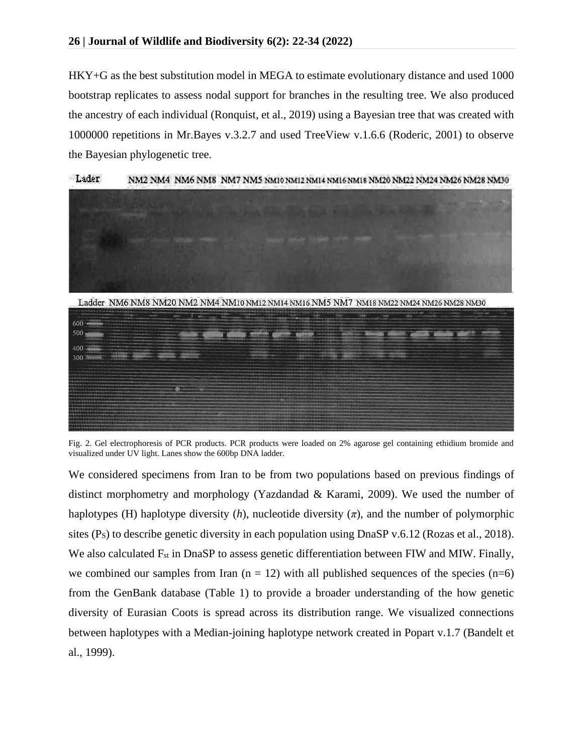HKY+G as the best substitution model in MEGA to estimate evolutionary distance and used 1000 bootstrap replicates to assess nodal support for branches in the resulting tree. We also produced the ancestry of each individual (Ronquist, et al., 2019) using a Bayesian tree that was created with 1000000 repetitions in Mr.Bayes v.3.2.7 and used TreeView v.1.6.6 (Roderic, 2001) to observe the Bayesian phylogenetic tree.

Fig. 2. Gel electrophoresis of PCR products. PCR products were loaded on 2% agarose gel containing ethidium bromide and visualized under UV light. Lanes show the 600bp DNA ladder.

We considered specimens from Iran to be from two populations based on previous findings of distinct morphometry and morphology (Yazdandad & Karami, 2009). We used the number of haplotypes (H) haplotype diversity (*h*), nucleotide diversity ($\pi$), and the number of polymorphic sites ($P_S$) to describe genetic diversity in each population using DnaSP v.6.12 (Rozas et al., 2018). We also calculated $F_{st}$ in DnaSP to assess genetic differentiation between FIW and MIW. Finally, we combined our samples from Iran (n = 12) with all published sequences of the species (n=6) from the GenBank database (Table 1) to provide a broader understanding of the how genetic diversity of Eurasian Coots is spread across its distribution range. We visualized connections between haplotypes with a Median-joining haplotype network created in Popart v.1.7 (Bandelt et al., 1999).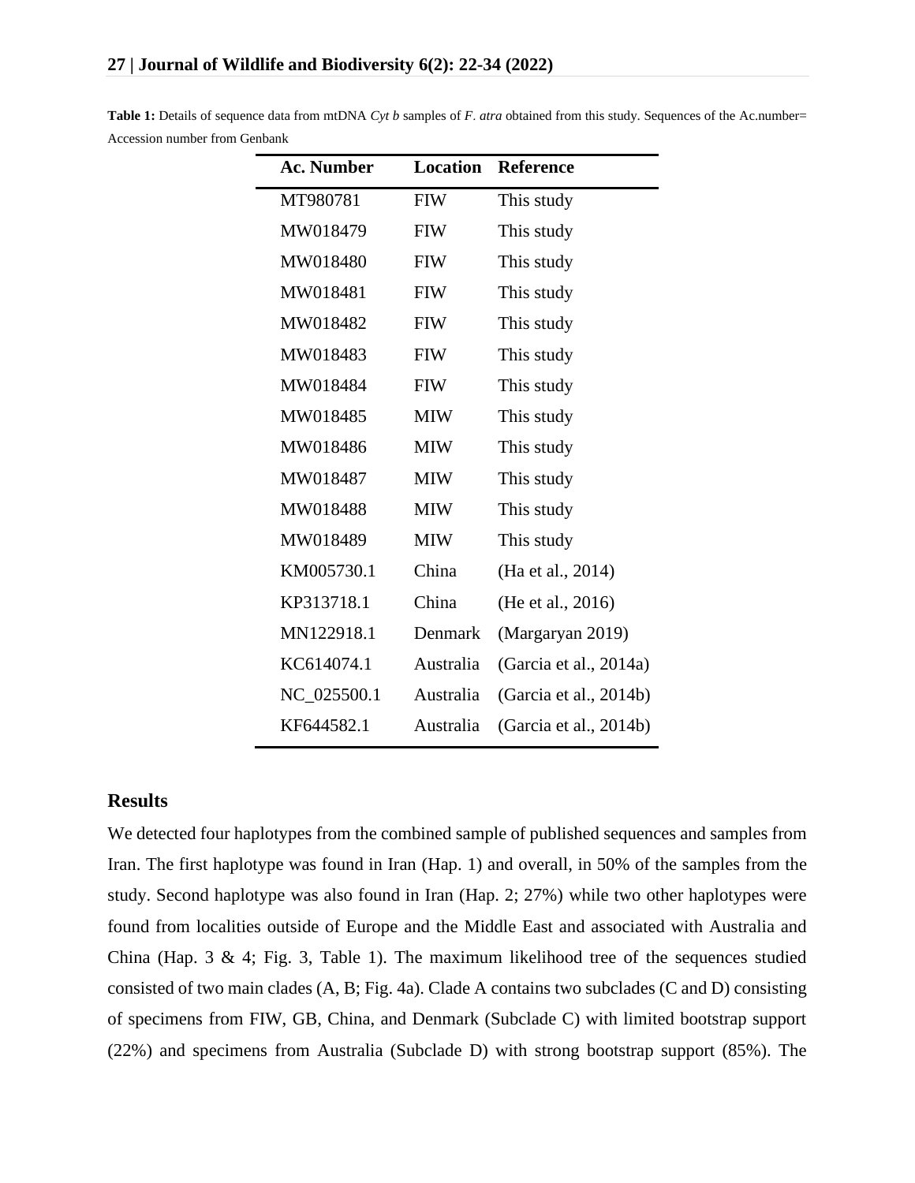**Table 1:** Details of sequence data from mtDNA *Cyt b* samples of *F. atra* obtained from this study. Sequences of the Ac.number= Accession number from Genbank

| Ac. Number | Location | Reference |
|---|---|---|
| MT980781 | FIW | This study |
| MW018479 | FIW | This study |
| MW018480 | FIW | This study |
| MW018481 | FIW | This study |
| MW018482 | FIW | This study |
| MW018483 | FIW | This study |
| MW018484 | FIW | This study |
| MW018485 | MIW | This study |
| MW018486 | MIW | This study |
| MW018487 | MIW | This study |
| MW018488 | MIW | This study |
| MW018489 | MIW | This study |
| KM005730.1 | China | (Ha et al., 2014) |
| KP313718.1 | China | (He et al., 2016) |
| MN122918.1 | Denmark | (Margaryan 2019) |
| KC614074.1 | Australia | (Garcia et al., 2014a) |
| NC_025500.1 | Australia | (Garcia et al., 2014b) |
| KF644582.1 | Australia | (Garcia et al., 2014b) |

## Results

We detected four haplotypes from the combined sample of published sequences and samples from Iran. The first haplotype was found in Iran (Hap. 1) and overall, in 50% of the samples from the study. Second haplotype was also found in Iran (Hap. 2; 27%) while two other haplotypes were found from localities outside of Europe and the Middle East and associated with Australia and China (Hap. 3 & 4; Fig. 3, Table 1). The maximum likelihood tree of the sequences studied consisted of two main clades (A, B; Fig. 4a). Clade A contains two subclades (C and D) consisting of specimens from FIW, GB, China, and Denmark (Subclade C) with limited bootstrap support (22%) and specimens from Australia (Subclade D) with strong bootstrap support (85%). The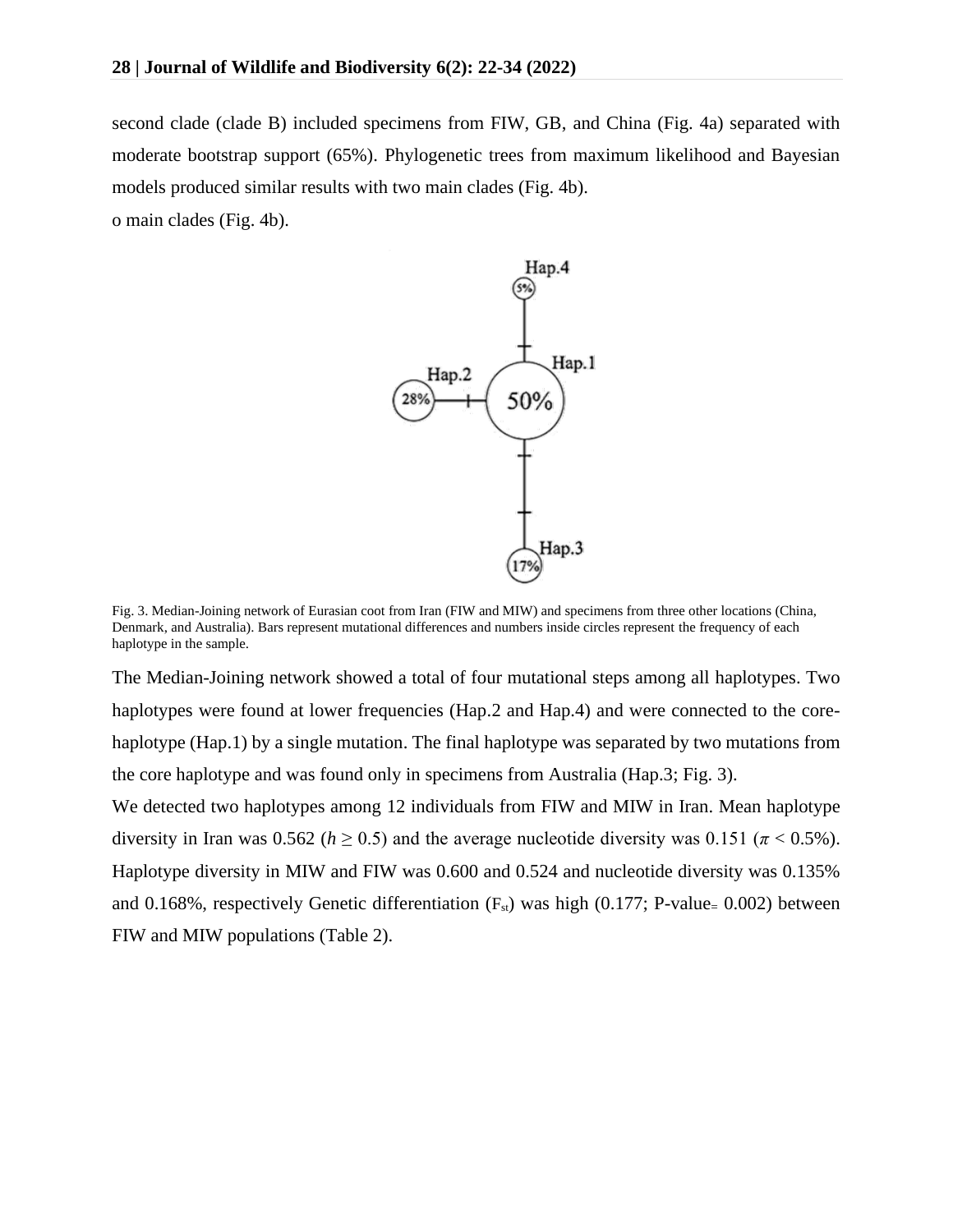second clade (clade B) included specimens from FIW, GB, and China (Fig. 4a) separated with moderate bootstrap support (65%). Phylogenetic trees from maximum likelihood and Bayesian models produced similar results with two main clades (Fig. 4b).

o main clades (Fig. 4b).

Fig. 3. Median-Joining network of Eurasian coot from Iran (FIW and MIW) and specimens from three other locations (China, Denmark, and Australia). Bars represent mutational differences and numbers inside circles represent the frequency of each haplotype in the sample.

The Median-Joining network showed a total of four mutational steps among all haplotypes. Two haplotypes were found at lower frequencies (Hap.2 and Hap.4) and were connected to the core-haplotype (Hap.1) by a single mutation. The final haplotype was separated by two mutations from the core haplotype and was found only in specimens from Australia (Hap.3; Fig. 3).

We detected two haplotypes among 12 individuals from FIW and MIW in Iran. Mean haplotype diversity in Iran was 0.562 ($h \geq 0.5$) and the average nucleotide diversity was 0.151 ($\pi < 0.5\%$). Haplotype diversity in MIW and FIW was 0.600 and 0.524 and nucleotide diversity was 0.135% and 0.168%, respectively Genetic differentiation ($F_{st}$) was high (0.177; P-value$_=$ 0.002) between FIW and MIW populations (Table 2).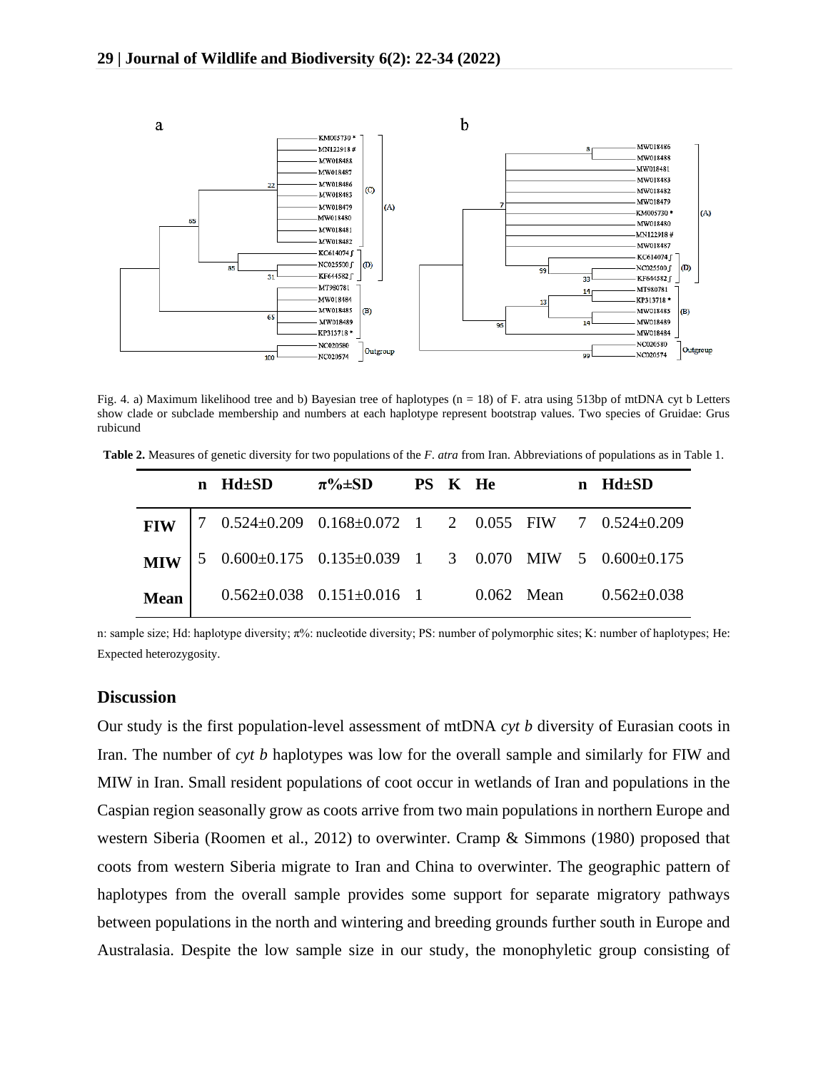Fig. 4. a) Maximum likelihood tree and b) Bayesian tree of haplotypes (n = 18) of F. atra using 513bp of mtDNA cyt b Letters show clade or subclade membership and numbers at each haplotype represent bootstrap values. Two species of Gruidae: Grus rubicund

**Table 2.** Measures of genetic diversity for two populations of the *F. atra* from Iran. Abbreviations of populations as in Table 1.

| | n | Hd±SD | π%±SD | PS | K | He | | n | Hd±SD |
|---|---|---|---|---|---|---|---|---|---|
| **FIW** | 7 | 0.524±0.209 | 0.168±0.072 | 1 | 2 | 0.055 | FIW | 7 | 0.524±0.209 |
| **MIW** | 5 | 0.600±0.175 | 0.135±0.039 | 1 | 3 | 0.070 | MIW | 5 | 0.600±0.175 |
| **Mean** | | 0.562±0.038 | 0.151±0.016 | 1 | | 0.062 | Mean | | 0.562±0.038 |

n: sample size; Hd: haplotype diversity; π%: nucleotide diversity; PS: number of polymorphic sites; K: number of haplotypes; He: Expected heterozygosity.

## Discussion

Our study is the first population-level assessment of mtDNA *cyt b* diversity of Eurasian coots in Iran. The number of *cyt b* haplotypes was low for the overall sample and similarly for FIW and MIW in Iran. Small resident populations of coot occur in wetlands of Iran and populations in the Caspian region seasonally grow as coots arrive from two main populations in northern Europe and western Siberia (Roomen et al., 2012) to overwinter. Cramp & Simmons (1980) proposed that coots from western Siberia migrate to Iran and China to overwinter. The geographic pattern of haplotypes from the overall sample provides some support for separate migratory pathways between populations in the north and wintering and breeding grounds further south in Europe and Australasia. Despite the low sample size in our study, the monophyletic group consisting of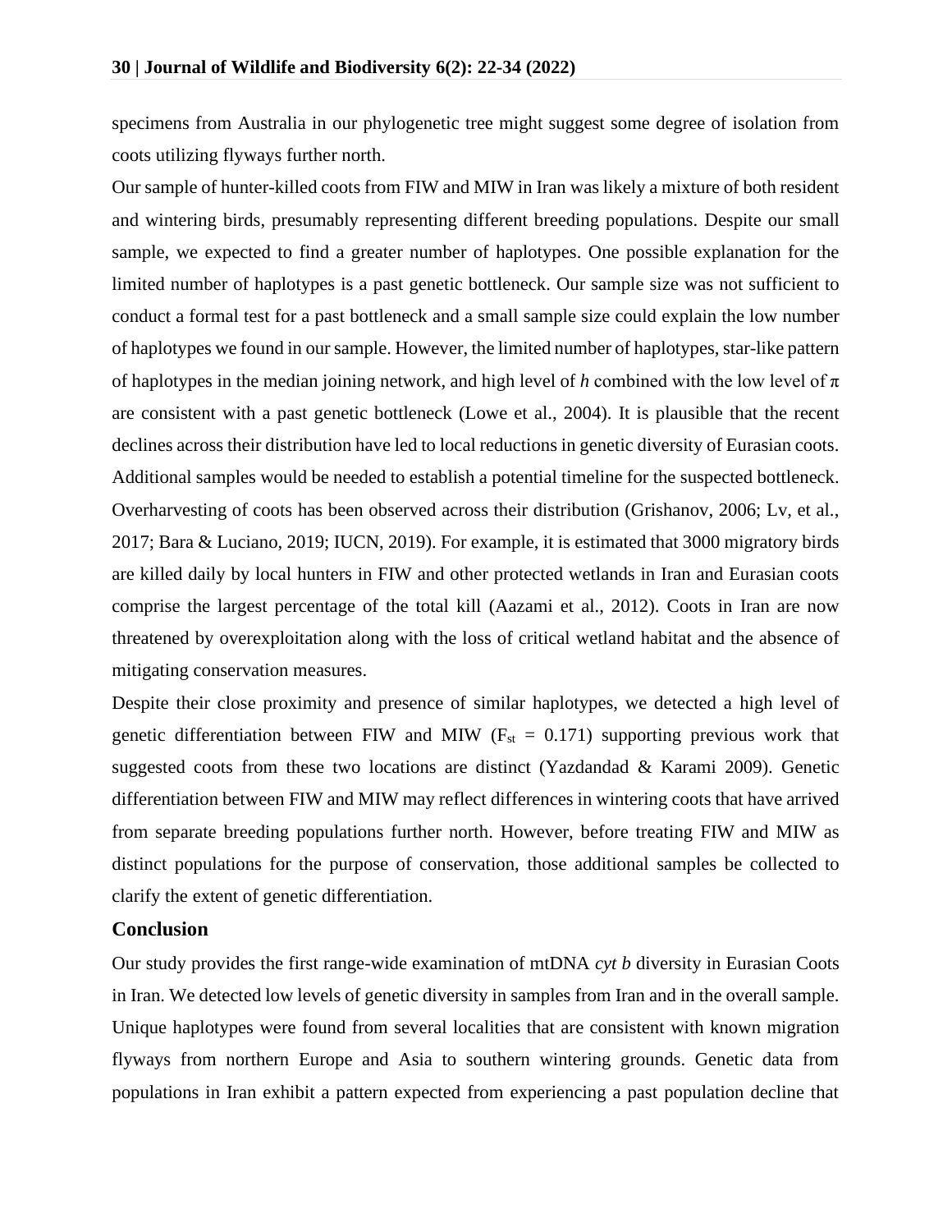specimens from Australia in our phylogenetic tree might suggest some degree of isolation from coots utilizing flyways further north.

Our sample of hunter-killed coots from FIW and MIW in Iran was likely a mixture of both resident and wintering birds, presumably representing different breeding populations. Despite our small sample, we expected to find a greater number of haplotypes. One possible explanation for the limited number of haplotypes is a past genetic bottleneck. Our sample size was not sufficient to conduct a formal test for a past bottleneck and a small sample size could explain the low number of haplotypes we found in our sample. However, the limited number of haplotypes, star-like pattern of haplotypes in the median joining network, and high level of $h$ combined with the low level of $\pi$ are consistent with a past genetic bottleneck (Lowe et al., 2004). It is plausible that the recent declines across their distribution have led to local reductions in genetic diversity of Eurasian coots. Additional samples would be needed to establish a potential timeline for the suspected bottleneck. Overharvesting of coots has been observed across their distribution (Grishanov, 2006; Lv, et al., 2017; Bara & Luciano, 2019; IUCN, 2019). For example, it is estimated that 3000 migratory birds are killed daily by local hunters in FIW and other protected wetlands in Iran and Eurasian coots comprise the largest percentage of the total kill (Aazami et al., 2012). Coots in Iran are now threatened by overexploitation along with the loss of critical wetland habitat and the absence of mitigating conservation measures.

Despite their close proximity and presence of similar haplotypes, we detected a high level of genetic differentiation between FIW and MIW ($F_{st}$ = 0.171) supporting previous work that suggested coots from these two locations are distinct (Yazdandad & Karami 2009). Genetic differentiation between FIW and MIW may reflect differences in wintering coots that have arrived from separate breeding populations further north. However, before treating FIW and MIW as distinct populations for the purpose of conservation, those additional samples be collected to clarify the extent of genetic differentiation.

## Conclusion

Our study provides the first range-wide examination of mtDNA *cyt b* diversity in Eurasian Coots in Iran. We detected low levels of genetic diversity in samples from Iran and in the overall sample. Unique haplotypes were found from several localities that are consistent with known migration flyways from northern Europe and Asia to southern wintering grounds. Genetic data from populations in Iran exhibit a pattern expected from experiencing a past population decline that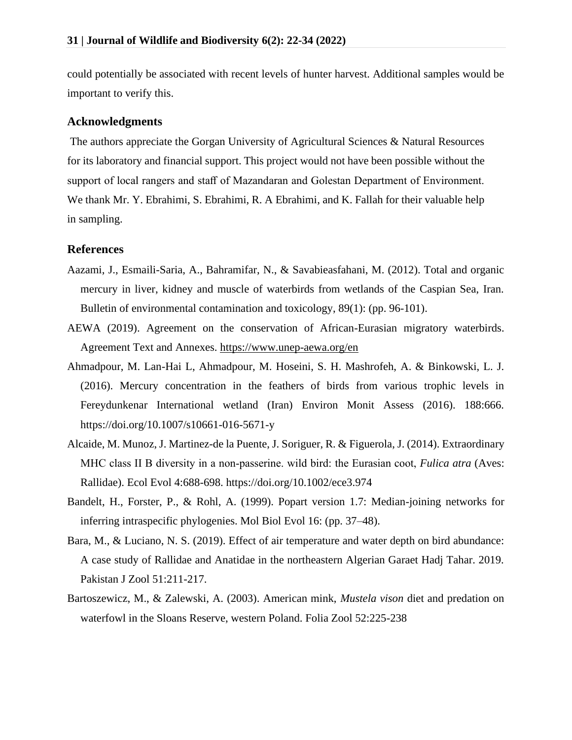could potentially be associated with recent levels of hunter harvest. Additional samples would be important to verify this.

## Acknowledgments

The authors appreciate the Gorgan University of Agricultural Sciences & Natural Resources for its laboratory and financial support. This project would not have been possible without the support of local rangers and staff of Mazandaran and Golestan Department of Environment. We thank Mr. Y. Ebrahimi, S. Ebrahimi, R. A Ebrahimi, and K. Fallah for their valuable help in sampling.

## References

Aazami, J., Esmaili-Saria, A., Bahramifar, N., & Savabieasfahani, M. (2012). Total and organic mercury in liver, kidney and muscle of waterbirds from wetlands of the Caspian Sea, Iran. Bulletin of environmental contamination and toxicology, 89(1): (pp. 96-101).

AEWA (2019). Agreement on the conservation of African-Eurasian migratory waterbirds. Agreement Text and Annexes. https://www.unep-aewa.org/en

Ahmadpour, M. Lan-Hai L, Ahmadpour, M. Hoseini, S. H. Mashrofeh, A. & Binkowski, L. J. (2016). Mercury concentration in the feathers of birds from various trophic levels in Fereydunkenar International wetland (Iran) Environ Monit Assess (2016). 188:666. https://doi.org/10.1007/s10661-016-5671-y

Alcaide, M. Munoz, J. Martinez-de la Puente, J. Soriguer, R. & Figuerola, J. (2014). Extraordinary MHC class II B diversity in a non-passerine. wild bird: the Eurasian coot, *Fulica atra* (Aves: Rallidae). Ecol Evol 4:688-698. https://doi.org/10.1002/ece3.974

Bandelt, H., Forster, P., & Rohl, A. (1999). Popart version 1.7: Median-joining networks for inferring intraspecific phylogenies. Mol Biol Evol 16: (pp. 37–48).

Bara, M., & Luciano, N. S. (2019). Effect of air temperature and water depth on bird abundance: A case study of Rallidae and Anatidae in the northeastern Algerian Garaet Hadj Tahar. 2019. Pakistan J Zool 51:211-217.

Bartoszewicz, M., & Zalewski, A. (2003). American mink, *Mustela vison* diet and predation on waterfowl in the Sloans Reserve, western Poland. Folia Zool 52:225-238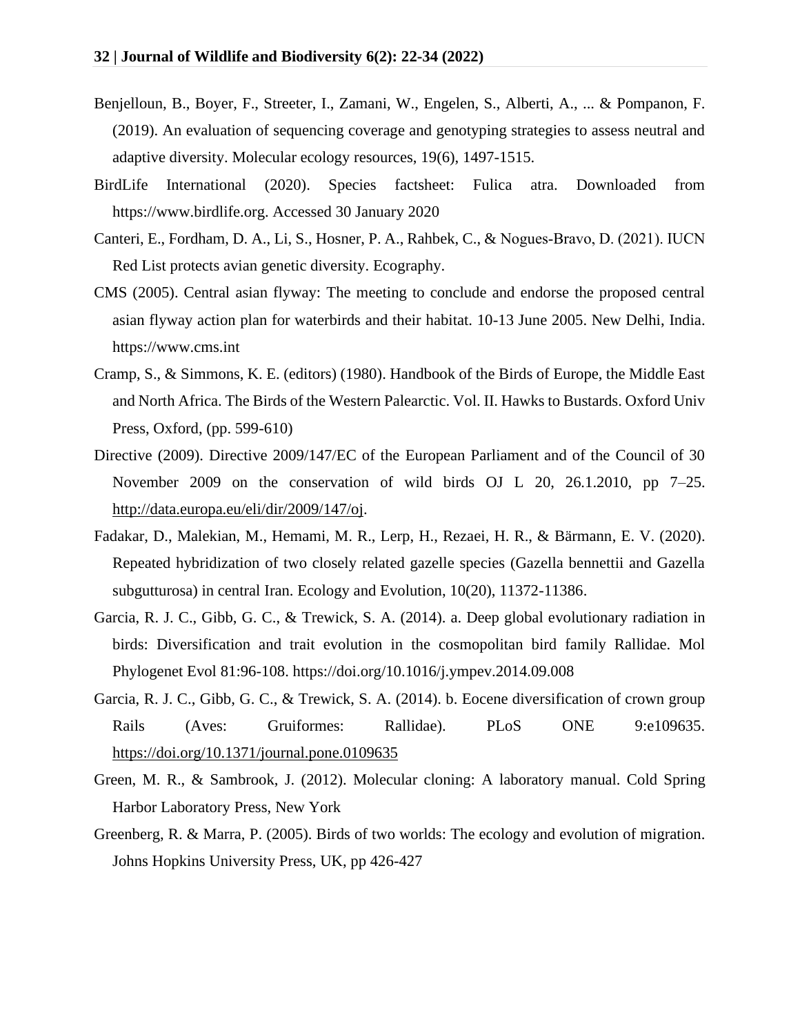Benjelloun, B., Boyer, F., Streeter, I., Zamani, W., Engelen, S., Alberti, A., ... & Pompanon, F. (2019). An evaluation of sequencing coverage and genotyping strategies to assess neutral and adaptive diversity. Molecular ecology resources, 19(6), 1497-1515.

BirdLife International (2020). Species factsheet: Fulica atra. Downloaded from https://www.birdlife.org. Accessed 30 January 2020

Canteri, E., Fordham, D. A., Li, S., Hosner, P. A., Rahbek, C., & Nogues-Bravo, D. (2021). IUCN Red List protects avian genetic diversity. Ecography.

CMS (2005). Central asian flyway: The meeting to conclude and endorse the proposed central asian flyway action plan for waterbirds and their habitat. 10-13 June 2005. New Delhi, India. https://www.cms.int

Cramp, S., & Simmons, K. E. (editors) (1980). Handbook of the Birds of Europe, the Middle East and North Africa. The Birds of the Western Palearctic. Vol. II. Hawks to Bustards. Oxford Univ Press, Oxford, (pp. 599-610)

Directive (2009). Directive 2009/147/EC of the European Parliament and of the Council of 30 November 2009 on the conservation of wild birds OJ L 20, 26.1.2010, pp 7–25. http://data.europa.eu/eli/dir/2009/147/oj.

Fadakar, D., Malekian, M., Hemami, M. R., Lerp, H., Rezaei, H. R., & Bärmann, E. V. (2020). Repeated hybridization of two closely related gazelle species (Gazella bennettii and Gazella subgutturosa) in central Iran. Ecology and Evolution, 10(20), 11372-11386.

Garcia, R. J. C., Gibb, G. C., & Trewick, S. A. (2014). a. Deep global evolutionary radiation in birds: Diversification and trait evolution in the cosmopolitan bird family Rallidae. Mol Phylogenet Evol 81:96-108. https://doi.org/10.1016/j.ympev.2014.09.008

Garcia, R. J. C., Gibb, G. C., & Trewick, S. A. (2014). b. Eocene diversification of crown group Rails (Aves: Gruiformes: Rallidae). PLoS ONE 9:e109635. https://doi.org/10.1371/journal.pone.0109635

Green, M. R., & Sambrook, J. (2012). Molecular cloning: A laboratory manual. Cold Spring Harbor Laboratory Press, New York

Greenberg, R. & Marra, P. (2005). Birds of two worlds: The ecology and evolution of migration. Johns Hopkins University Press, UK, pp 426-427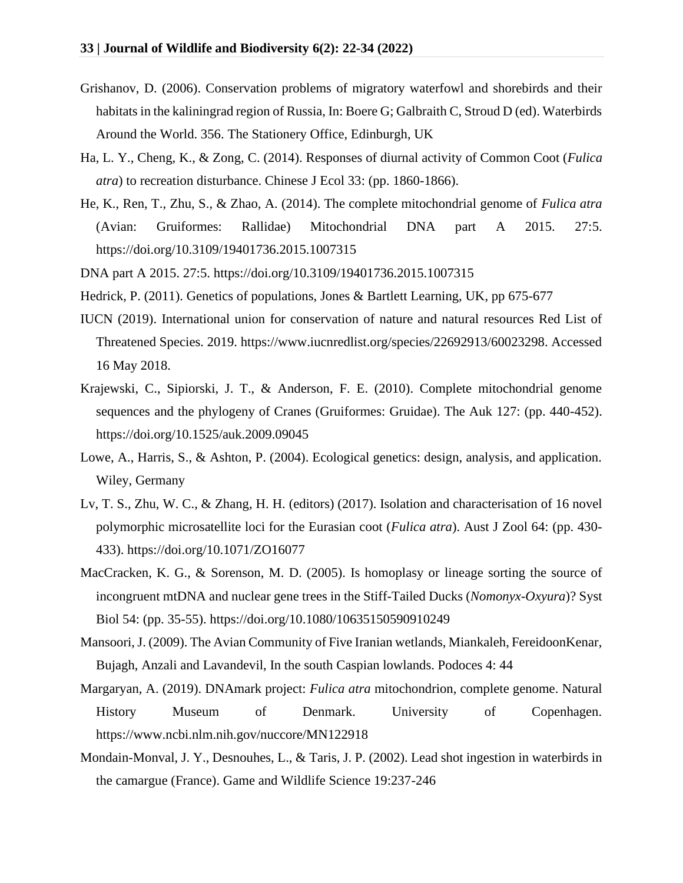Grishanov, D. (2006). Conservation problems of migratory waterfowl and shorebirds and their habitats in the kaliningrad region of Russia, In: Boere G; Galbraith C, Stroud D (ed). Waterbirds Around the World. 356. The Stationery Office, Edinburgh, UK

Ha, L. Y., Cheng, K., & Zong, C. (2014). Responses of diurnal activity of Common Coot (*Fulica atra*) to recreation disturbance. Chinese J Ecol 33: (pp. 1860-1866).

He, K., Ren, T., Zhu, S., & Zhao, A. (2014). The complete mitochondrial genome of *Fulica atra* (Avian: Gruiformes: Rallidae) Mitochondrial DNA part A 2015. 27:5. https://doi.org/10.3109/19401736.2015.1007315

DNA part A 2015. 27:5. https://doi.org/10.3109/19401736.2015.1007315

Hedrick, P. (2011). Genetics of populations, Jones & Bartlett Learning, UK, pp 675-677

IUCN (2019). International union for conservation of nature and natural resources Red List of Threatened Species. 2019. https://www.iucnredlist.org/species/22692913/60023298. Accessed 16 May 2018.

Krajewski, C., Sipiorski, J. T., & Anderson, F. E. (2010). Complete mitochondrial genome sequences and the phylogeny of Cranes (Gruiformes: Gruidae). The Auk 127: (pp. 440-452). https://doi.org/10.1525/auk.2009.09045

Lowe, A., Harris, S., & Ashton, P. (2004). Ecological genetics: design, analysis, and application. Wiley, Germany

Lv, T. S., Zhu, W. C., & Zhang, H. H. (editors) (2017). Isolation and characterisation of 16 novel polymorphic microsatellite loci for the Eurasian coot (*Fulica atra*). Aust J Zool 64: (pp. 430-433). https://doi.org/10.1071/ZO16077

MacCracken, K. G., & Sorenson, M. D. (2005). Is homoplasy or lineage sorting the source of incongruent mtDNA and nuclear gene trees in the Stiff-Tailed Ducks (*Nomonyx-Oxyura*)? Syst Biol 54: (pp. 35-55). https://doi.org/10.1080/10635150590910249

Mansoori, J. (2009). The Avian Community of Five Iranian wetlands, Miankaleh, FereidoonKenar, Bujagh, Anzali and Lavandevil, In the south Caspian lowlands. Podoces 4: 44

Margaryan, A. (2019). DNAmark project: *Fulica atra* mitochondrion, complete genome. Natural History Museum of Denmark. University of Copenhagen. https://www.ncbi.nlm.nih.gov/nuccore/MN122918

Mondain-Monval, J. Y., Desnouhes, L., & Taris, J. P. (2002). Lead shot ingestion in waterbirds in the camargue (France). Game and Wildlife Science 19:237-246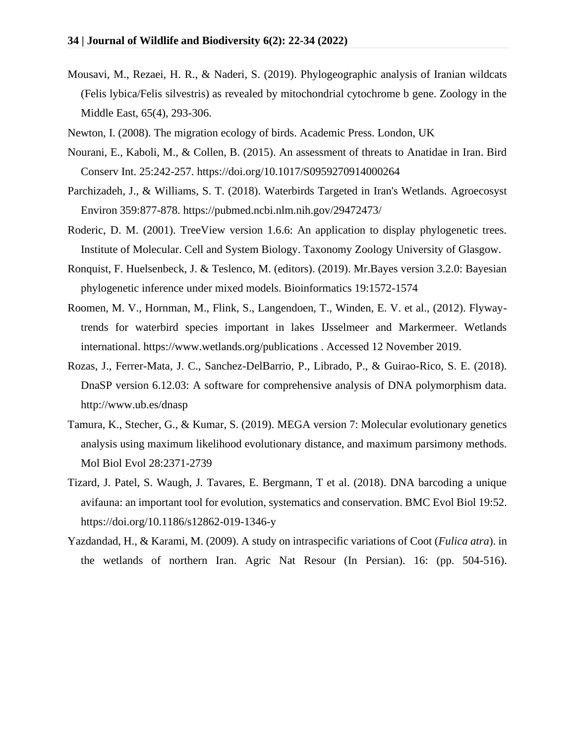Mousavi, M., Rezaei, H. R., & Naderi, S. (2019). Phylogeographic analysis of Iranian wildcats (Felis lybica/Felis silvestris) as revealed by mitochondrial cytochrome b gene. Zoology in the Middle East, 65(4), 293-306.

Newton, I. (2008). The migration ecology of birds. Academic Press. London, UK

Nourani, E., Kaboli, M., & Collen, B. (2015). An assessment of threats to Anatidae in Iran. Bird Conserv Int. 25:242-257. https://doi.org/10.1017/S0959270914000264

Parchizadeh, J., & Williams, S. T. (2018). Waterbirds Targeted in Iran's Wetlands. Agroecosyst Environ 359:877-878. https://pubmed.ncbi.nlm.nih.gov/29472473/

Roderic, D. M. (2001). TreeView version 1.6.6: An application to display phylogenetic trees. Institute of Molecular. Cell and System Biology. Taxonomy Zoology University of Glasgow.

Ronquist, F. Huelsenbeck, J. & Teslenco, M. (editors). (2019). Mr.Bayes version 3.2.0: Bayesian phylogenetic inference under mixed models. Bioinformatics 19:1572-1574

Roomen, M. V., Hornman, M., Flink, S., Langendoen, T., Winden, E. V. et al., (2012). Flyway-trends for waterbird species important in lakes IJsselmeer and Markermeer. Wetlands international. https://www.wetlands.org/publications . Accessed 12 November 2019.

Rozas, J., Ferrer-Mata, J. C., Sanchez-DelBarrio, P., Librado, P., & Guirao-Rico, S. E. (2018). DnaSP version 6.12.03: A software for comprehensive analysis of DNA polymorphism data. http://www.ub.es/dnasp

Tamura, K., Stecher, G., & Kumar, S. (2019). MEGA version 7: Molecular evolutionary genetics analysis using maximum likelihood evolutionary distance, and maximum parsimony methods. Mol Biol Evol 28:2371-2739

Tizard, J. Patel, S. Waugh, J. Tavares, E. Bergmann, T et al. (2018). DNA barcoding a unique avifauna: an important tool for evolution, systematics and conservation. BMC Evol Biol 19:52. https://doi.org/10.1186/s12862-019-1346-y

Yazdandad, H., & Karami, M. (2009). A study on intraspecific variations of Coot (*Fulica atra*). in the wetlands of northern Iran. Agric Nat Resour (In Persian). 16: (pp. 504-516).